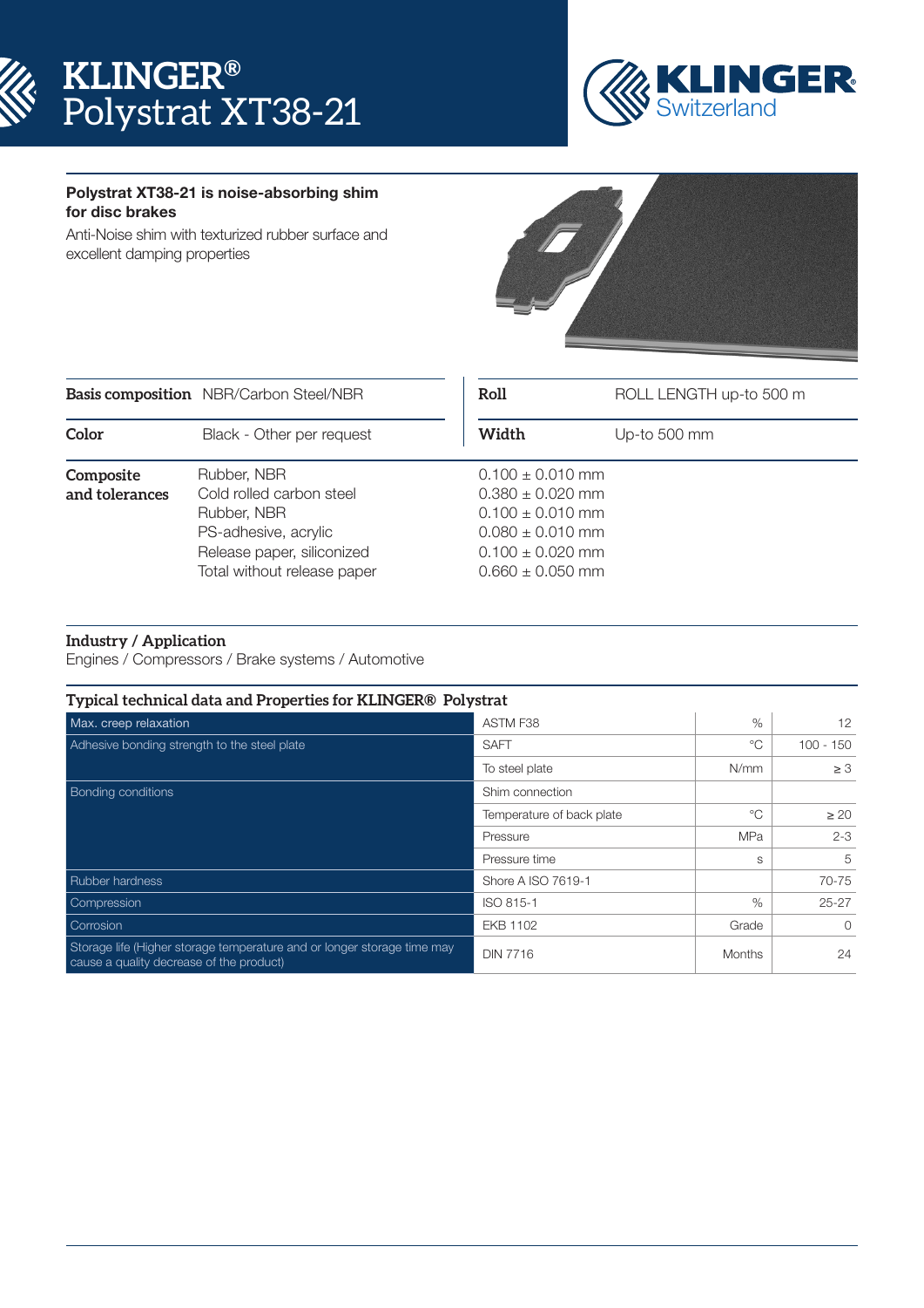# KLINGER® Polystrat XT38-21

KLINGER Switzerland

**Polystrat XT38-21 is noise-absorbing shim for disc brakes**

Anti-Noise shim with texturized rubber surface and excellent damping properties

| **Basis composition** | NBR/Carbon Steel/NBR | **Roll** | ROLL LENGTH up-to 500 m |
|---|---|---|---|
| **Color** | Black - Other per request | **Width** | Up-to 500 mm |

| **Composite and tolerances** | | |
|---|---|---|
| | Rubber, NBR | 0.100 ± 0.010 mm |
| | Cold rolled carbon steel | 0.380 ± 0.020 mm |
| | Rubber, NBR | 0.100 ± 0.010 mm |
| | PS-adhesive, acrylic | 0.080 ± 0.010 mm |
| | Release paper, siliconized | 0.100 ± 0.020 mm |
| | Total without release paper | 0.660 ± 0.050 mm |

**Industry / Application**

Engines / Compressors / Brake systems / Automotive

**Typical technical data and Properties for KLINGER® Polystrat**

| Property | Standard / Condition | Unit | Value |
|---|---|---|---|
| Max. creep relaxation | ASTM F38 | % | 12 |
| Adhesive bonding strength to the steel plate | SAFT | °C | 100 - 150 |
| | To steel plate | N/mm | ≥ 3 |
| Bonding conditions | Shim connection | | |
| | Temperature of back plate | °C | ≥ 20 |
| | Pressure | MPa | 2-3 |
| | Pressure time | s | 5 |
| Rubber hardness | Shore A ISO 7619-1 | | 70-75 |
| Compression | ISO 815-1 | % | 25-27 |
| Corrosion | EKB 1102 | Grade | 0 |
| Storage life (Higher storage temperature and or longer storage time may cause a quality decrease of the product) | DIN 7716 | Months | 24 |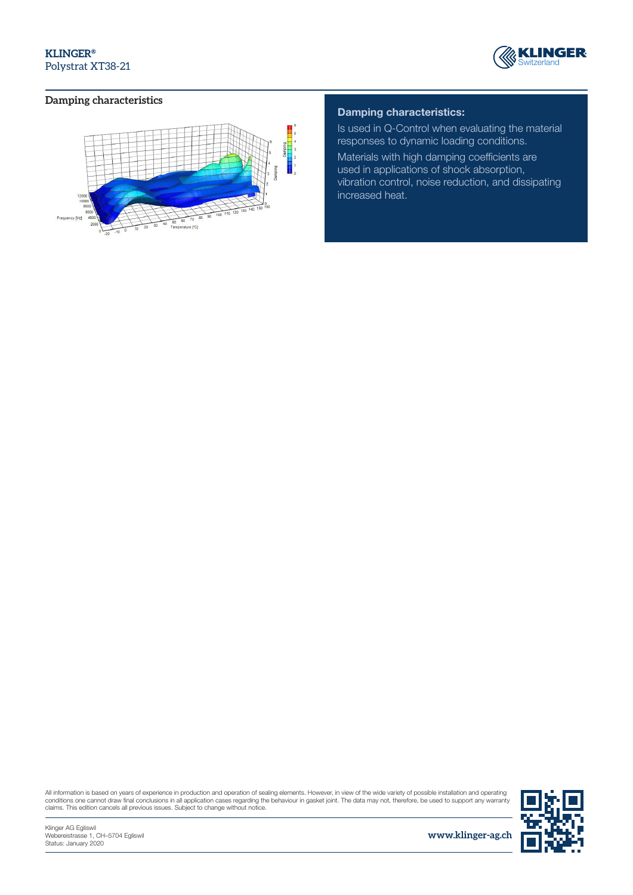## Damping characteristics

Frequency [Hz]
12000
10000
8000
6000
4000
2000
0

Temperature [°C]
-20 -10 0 10 20 30 40 50 60 70 80 90 100 110 120 130 140 150 160

Damping
0 1 2 3 4 5 6

### Damping characteristics:

Is used in Q-Control when evaluating the material responses to dynamic loading conditions.

Materials with high damping coefficients are used in applications of shock absorption, vibration control, noise reduction, and dissipating increased heat.

All information is based on years of experience in production and operation of sealing elements. However, in view of the wide variety of possible installation and operating conditions one cannot draw final conclusions in all application cases regarding the behaviour in gasket joint. The data may not, therefore, be used to support any warranty claims. This edition cancels all previous issues. Subject to change without notice.

Klinger AG Egliswil
Webereistrasse 1, CH–5704 Egliswil
Status: January 2020

www.klinger-ag.ch